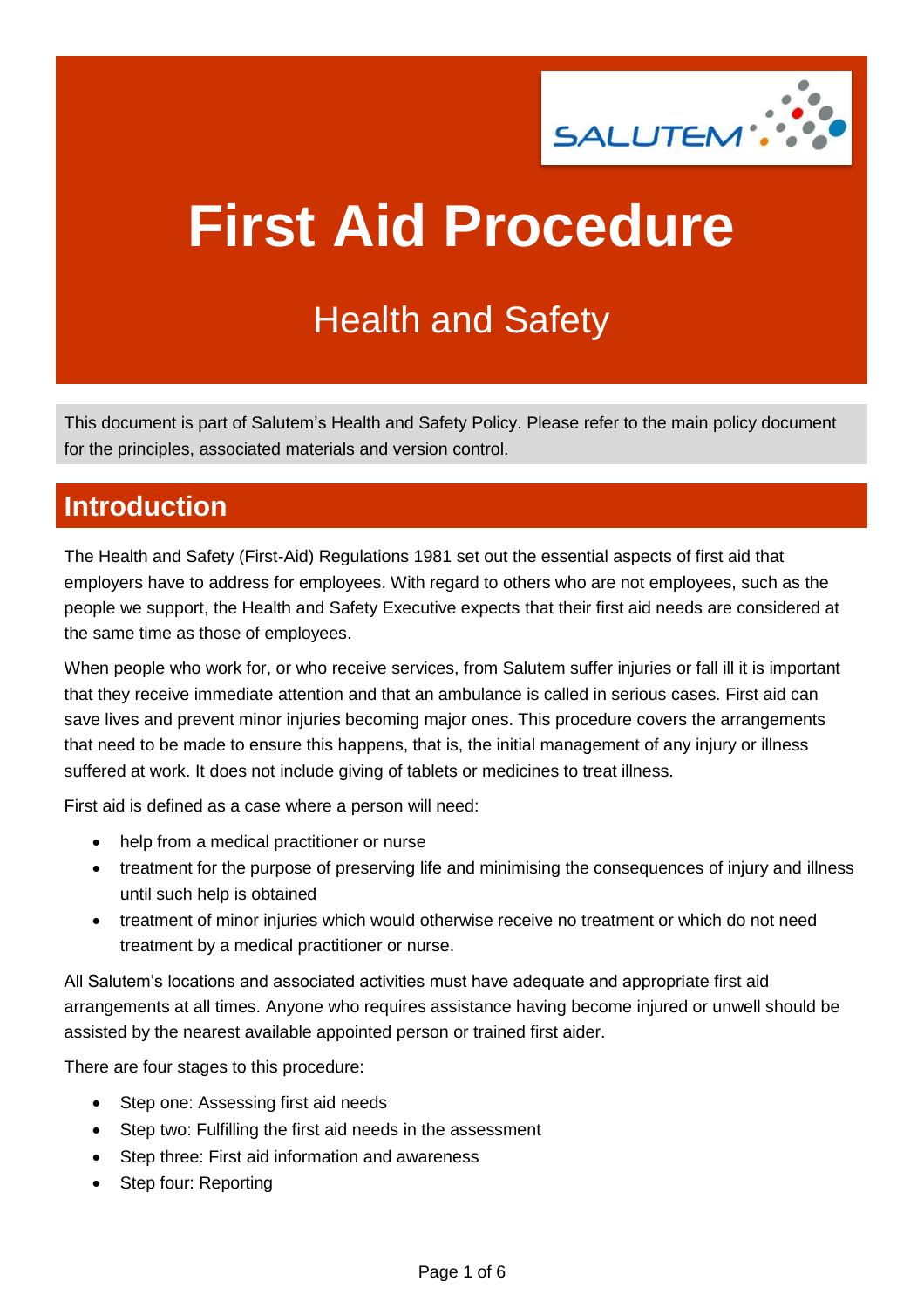# First Aid Procedure

## Health and Safety

This document is part of Salutem's Health and Safety Policy. Please refer to the main policy document for the principles, associated materials and version control.

## Introduction

The Health and Safety (First-Aid) Regulations 1981 set out the essential aspects of first aid that employers have to address for employees. With regard to others who are not employees, such as the people we support, the Health and Safety Executive expects that their first aid needs are considered at the same time as those of employees.

When people who work for, or who receive services, from Salutem suffer injuries or fall ill it is important that they receive immediate attention and that an ambulance is called in serious cases. First aid can save lives and prevent minor injuries becoming major ones. This procedure covers the arrangements that need to be made to ensure this happens, that is, the initial management of any injury or illness suffered at work. It does not include giving of tablets or medicines to treat illness.

First aid is defined as a case where a person will need:

- help from a medical practitioner or nurse
- treatment for the purpose of preserving life and minimising the consequences of injury and illness until such help is obtained
- treatment of minor injuries which would otherwise receive no treatment or which do not need treatment by a medical practitioner or nurse.

All Salutem's locations and associated activities must have adequate and appropriate first aid arrangements at all times. Anyone who requires assistance having become injured or unwell should be assisted by the nearest available appointed person or trained first aider.

There are four stages to this procedure:

- Step one: Assessing first aid needs
- Step two: Fulfilling the first aid needs in the assessment
- Step three: First aid information and awareness
- Step four: Reporting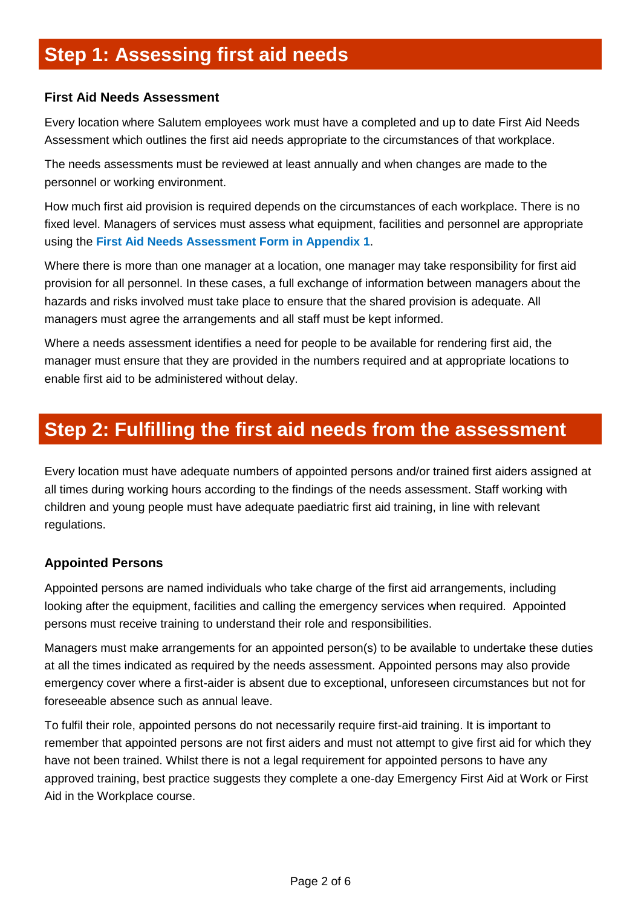## Step 1: Assessing first aid needs

### First Aid Needs Assessment

Every location where Salutem employees work must have a completed and up to date First Aid Needs Assessment which outlines the first aid needs appropriate to the circumstances of that workplace.

The needs assessments must be reviewed at least annually and when changes are made to the personnel or working environment.

How much first aid provision is required depends on the circumstances of each workplace. There is no fixed level. Managers of services must assess what equipment, facilities and personnel are appropriate using the **First Aid Needs Assessment Form in Appendix 1**.

Where there is more than one manager at a location, one manager may take responsibility for first aid provision for all personnel. In these cases, a full exchange of information between managers about the hazards and risks involved must take place to ensure that the shared provision is adequate. All managers must agree the arrangements and all staff must be kept informed.

Where a needs assessment identifies a need for people to be available for rendering first aid, the manager must ensure that they are provided in the numbers required and at appropriate locations to enable first aid to be administered without delay.

## Step 2: Fulfilling the first aid needs from the assessment

Every location must have adequate numbers of appointed persons and/or trained first aiders assigned at all times during working hours according to the findings of the needs assessment. Staff working with children and young people must have adequate paediatric first aid training, in line with relevant regulations.

### Appointed Persons

Appointed persons are named individuals who take charge of the first aid arrangements, including looking after the equipment, facilities and calling the emergency services when required. Appointed persons must receive training to understand their role and responsibilities.

Managers must make arrangements for an appointed person(s) to be available to undertake these duties at all the times indicated as required by the needs assessment. Appointed persons may also provide emergency cover where a first-aider is absent due to exceptional, unforeseen circumstances but not for foreseeable absence such as annual leave.

To fulfil their role, appointed persons do not necessarily require first-aid training. It is important to remember that appointed persons are not first aiders and must not attempt to give first aid for which they have not been trained. Whilst there is not a legal requirement for appointed persons to have any approved training, best practice suggests they complete a one-day Emergency First Aid at Work or First Aid in the Workplace course.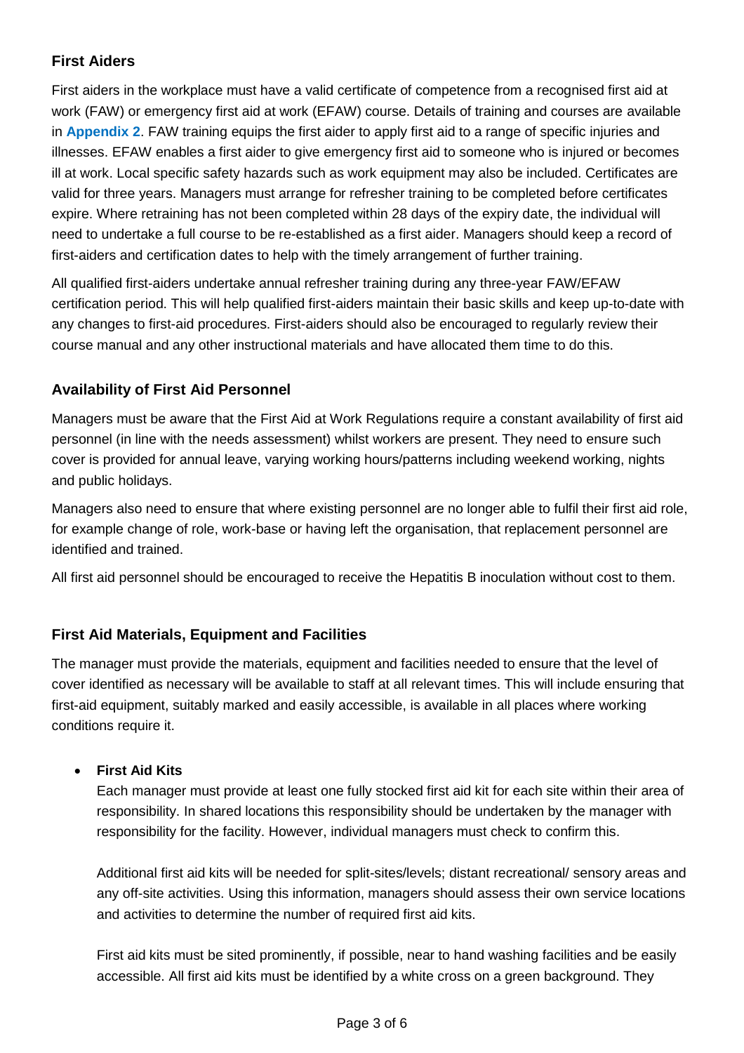## First Aiders

First aiders in the workplace must have a valid certificate of competence from a recognised first aid at work (FAW) or emergency first aid at work (EFAW) course. Details of training and courses are available in **Appendix 2**. FAW training equips the first aider to apply first aid to a range of specific injuries and illnesses. EFAW enables a first aider to give emergency first aid to someone who is injured or becomes ill at work. Local specific safety hazards such as work equipment may also be included. Certificates are valid for three years. Managers must arrange for refresher training to be completed before certificates expire. Where retraining has not been completed within 28 days of the expiry date, the individual will need to undertake a full course to be re-established as a first aider. Managers should keep a record of first-aiders and certification dates to help with the timely arrangement of further training.

All qualified first-aiders undertake annual refresher training during any three-year FAW/EFAW certification period. This will help qualified first-aiders maintain their basic skills and keep up-to-date with any changes to first-aid procedures. First-aiders should also be encouraged to regularly review their course manual and any other instructional materials and have allocated them time to do this.

## Availability of First Aid Personnel

Managers must be aware that the First Aid at Work Regulations require a constant availability of first aid personnel (in line with the needs assessment) whilst workers are present. They need to ensure such cover is provided for annual leave, varying working hours/patterns including weekend working, nights and public holidays.

Managers also need to ensure that where existing personnel are no longer able to fulfil their first aid role, for example change of role, work-base or having left the organisation, that replacement personnel are identified and trained.

All first aid personnel should be encouraged to receive the Hepatitis B inoculation without cost to them.

## First Aid Materials, Equipment and Facilities

The manager must provide the materials, equipment and facilities needed to ensure that the level of cover identified as necessary will be available to staff at all relevant times. This will include ensuring that first-aid equipment, suitably marked and easily accessible, is available in all places where working conditions require it.

- **First Aid Kits**

  Each manager must provide at least one fully stocked first aid kit for each site within their area of responsibility. In shared locations this responsibility should be undertaken by the manager with responsibility for the facility. However, individual managers must check to confirm this.

  Additional first aid kits will be needed for split-sites/levels; distant recreational/ sensory areas and any off-site activities. Using this information, managers should assess their own service locations and activities to determine the number of required first aid kits.

  First aid kits must be sited prominently, if possible, near to hand washing facilities and be easily accessible. All first aid kits must be identified by a white cross on a green background. They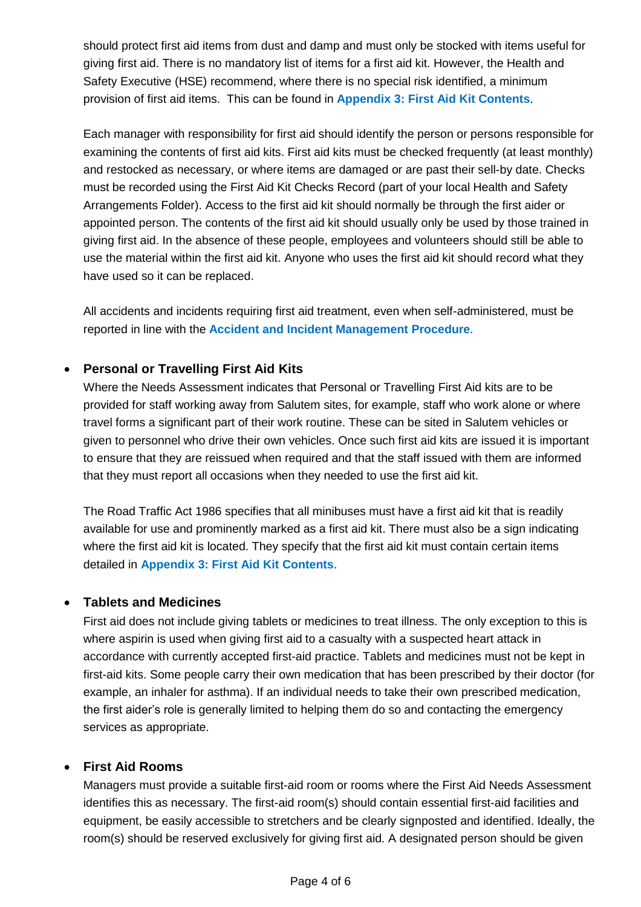should protect first aid items from dust and damp and must only be stocked with items useful for giving first aid. There is no mandatory list of items for a first aid kit. However, the Health and Safety Executive (HSE) recommend, where there is no special risk identified, a minimum provision of first aid items. This can be found in **Appendix 3: First Aid Kit Contents**.

Each manager with responsibility for first aid should identify the person or persons responsible for examining the contents of first aid kits. First aid kits must be checked frequently (at least monthly) and restocked as necessary, or where items are damaged or are past their sell-by date. Checks must be recorded using the First Aid Kit Checks Record (part of your local Health and Safety Arrangements Folder). Access to the first aid kit should normally be through the first aider or appointed person. The contents of the first aid kit should usually only be used by those trained in giving first aid. In the absence of these people, employees and volunteers should still be able to use the material within the first aid kit. Anyone who uses the first aid kit should record what they have used so it can be replaced.

All accidents and incidents requiring first aid treatment, even when self-administered, must be reported in line with the **Accident and Incident Management Procedure**.

- **Personal or Travelling First Aid Kits**

  Where the Needs Assessment indicates that Personal or Travelling First Aid kits are to be provided for staff working away from Salutem sites, for example, staff who work alone or where travel forms a significant part of their work routine. These can be sited in Salutem vehicles or given to personnel who drive their own vehicles. Once such first aid kits are issued it is important to ensure that they are reissued when required and that the staff issued with them are informed that they must report all occasions when they needed to use the first aid kit.

  The Road Traffic Act 1986 specifies that all minibuses must have a first aid kit that is readily available for use and prominently marked as a first aid kit. There must also be a sign indicating where the first aid kit is located. They specify that the first aid kit must contain certain items detailed in **Appendix 3: First Aid Kit Contents**.

- **Tablets and Medicines**

  First aid does not include giving tablets or medicines to treat illness. The only exception to this is where aspirin is used when giving first aid to a casualty with a suspected heart attack in accordance with currently accepted first-aid practice. Tablets and medicines must not be kept in first-aid kits. Some people carry their own medication that has been prescribed by their doctor (for example, an inhaler for asthma). If an individual needs to take their own prescribed medication, the first aider's role is generally limited to helping them do so and contacting the emergency services as appropriate.

- **First Aid Rooms**

  Managers must provide a suitable first-aid room or rooms where the First Aid Needs Assessment identifies this as necessary. The first-aid room(s) should contain essential first-aid facilities and equipment, be easily accessible to stretchers and be clearly signposted and identified. Ideally, the room(s) should be reserved exclusively for giving first aid. A designated person should be given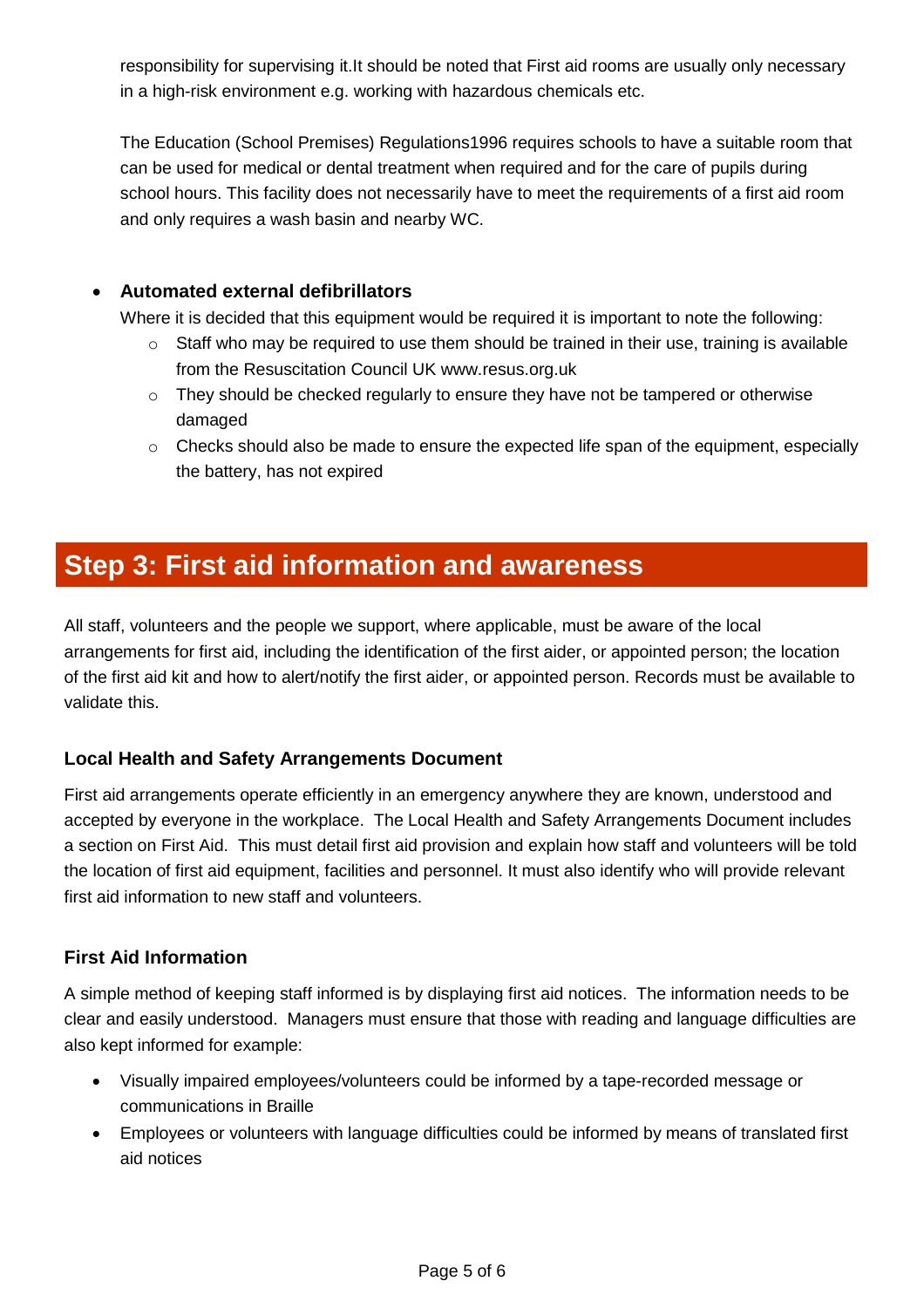responsibility for supervising it.It should be noted that First aid rooms are usually only necessary in a high-risk environment e.g. working with hazardous chemicals etc.

The Education (School Premises) Regulations1996 requires schools to have a suitable room that can be used for medical or dental treatment when required and for the care of pupils during school hours. This facility does not necessarily have to meet the requirements of a first aid room and only requires a wash basin and nearby WC.

- **Automated external defibrillators**

  Where it is decided that this equipment would be required it is important to note the following:
  - Staff who may be required to use them should be trained in their use, training is available from the Resuscitation Council UK www.resus.org.uk
  - They should be checked regularly to ensure they have not be tampered or otherwise damaged
  - Checks should also be made to ensure the expected life span of the equipment, especially the battery, has not expired

## Step 3: First aid information and awareness

All staff, volunteers and the people we support, where applicable, must be aware of the local arrangements for first aid, including the identification of the first aider, or appointed person; the location of the first aid kit and how to alert/notify the first aider, or appointed person. Records must be available to validate this.

### Local Health and Safety Arrangements Document

First aid arrangements operate efficiently in an emergency anywhere they are known, understood and accepted by everyone in the workplace. The Local Health and Safety Arrangements Document includes a section on First Aid. This must detail first aid provision and explain how staff and volunteers will be told the location of first aid equipment, facilities and personnel. It must also identify who will provide relevant first aid information to new staff and volunteers.

### First Aid Information

A simple method of keeping staff informed is by displaying first aid notices. The information needs to be clear and easily understood. Managers must ensure that those with reading and language difficulties are also kept informed for example:

- Visually impaired employees/volunteers could be informed by a tape-recorded message or communications in Braille
- Employees or volunteers with language difficulties could be informed by means of translated first aid notices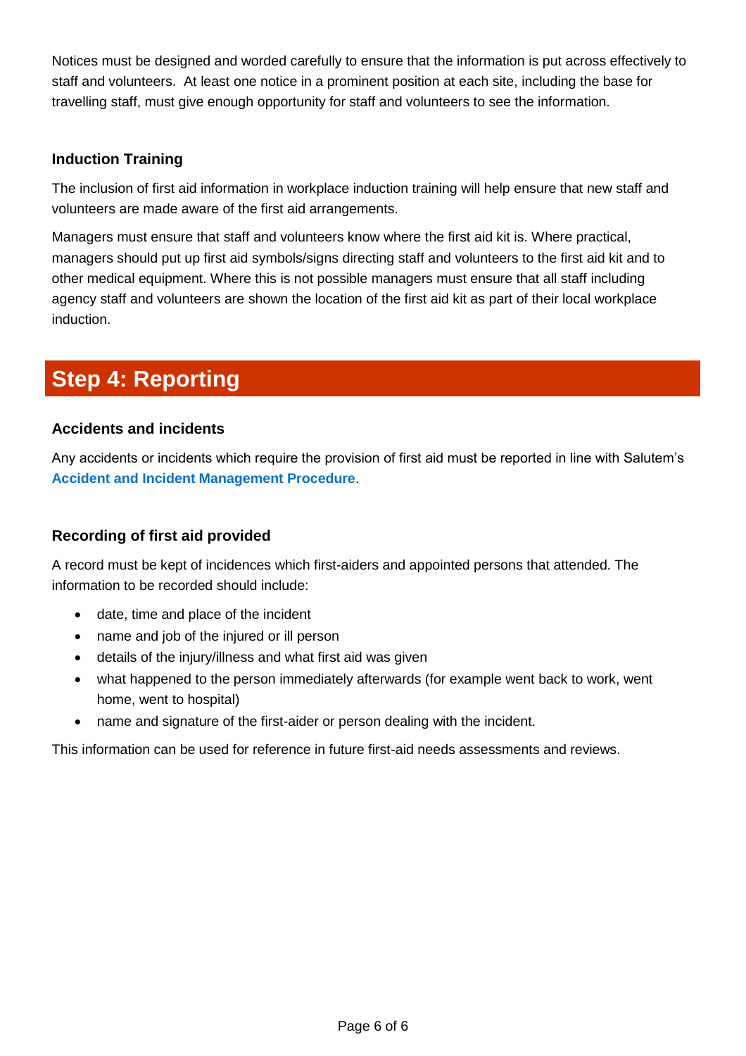Notices must be designed and worded carefully to ensure that the information is put across effectively to staff and volunteers. At least one notice in a prominent position at each site, including the base for travelling staff, must give enough opportunity for staff and volunteers to see the information.

### Induction Training

The inclusion of first aid information in workplace induction training will help ensure that new staff and volunteers are made aware of the first aid arrangements.

Managers must ensure that staff and volunteers know where the first aid kit is. Where practical, managers should put up first aid symbols/signs directing staff and volunteers to the first aid kit and to other medical equipment. Where this is not possible managers must ensure that all staff including agency staff and volunteers are shown the location of the first aid kit as part of their local workplace induction.

## Step 4: Reporting

### Accidents and incidents

Any accidents or incidents which require the provision of first aid must be reported in line with Salutem's **Accident and Incident Management Procedure**.

### Recording of first aid provided

A record must be kept of incidences which first-aiders and appointed persons that attended. The information to be recorded should include:

- date, time and place of the incident
- name and job of the injured or ill person
- details of the injury/illness and what first aid was given
- what happened to the person immediately afterwards (for example went back to work, went home, went to hospital)
- name and signature of the first-aider or person dealing with the incident.

This information can be used for reference in future first-aid needs assessments and reviews.